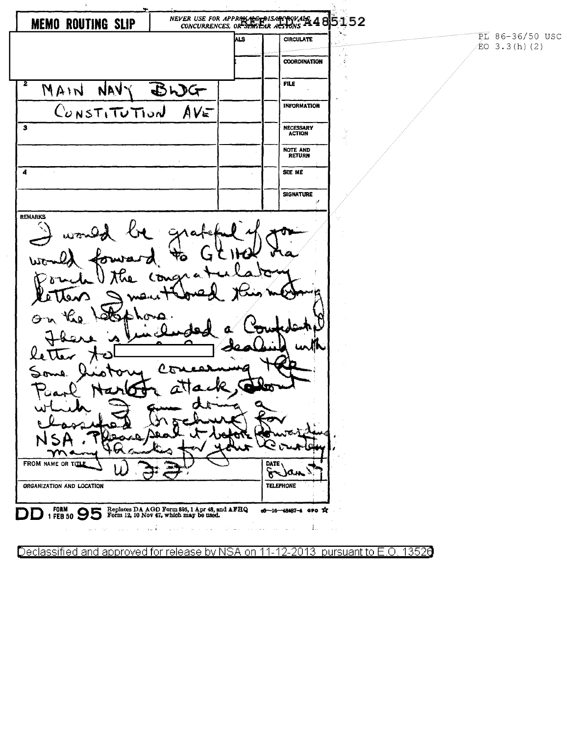# MEMO ROUTING SLIP

NEVER USE FOR APPROVALS, DISAPPROVALS, CONCURRENCES, OR SIMILAR ACTIONS

REF ID:A485152

PL 86-36/50 USC
EO 3.3(h)(2)

| | | | |
|---|---|---|---|
| 1 [redacted] | ALS | | CIRCULATE |
| | | | COORDINATION |
| 2 MAIN NAVY BLDG | | | FILE |
| CONSTITUTION AVE | | | INFORMATION |
| 3 | | | NECESSARY ACTION |
| | | | NOTE AND RETURN |
| 4 | | | SEE ME |
| | | | SIGNATURE |

REMARKS

I would be grateful if you would forward to GCHQ via pouch the congratulatory letters I mentioned this morning on the telephone.
There is included a Confidential letter to [redacted] dealing with some history concerning the Pearl Harbor attack, about which I am doing a classified brochure for NSA. Please seal it before forwarding.
Many thanks for your courtesy.

FROM NAME OR TITLE: W F F

DATE: 8 Jan 57

ORGANIZATION AND LOCATION

TELEPHONE

DD FORM 1 FEB 50 95 Replaces DA AGO Form 895, 1 Apr 48, and AFHQ Form 12, 10 Nov 47, which may be used. 16—48487-4 GPO

Declassified and approved for release by NSA on 11-12-2013 pursuant to E.O. 13526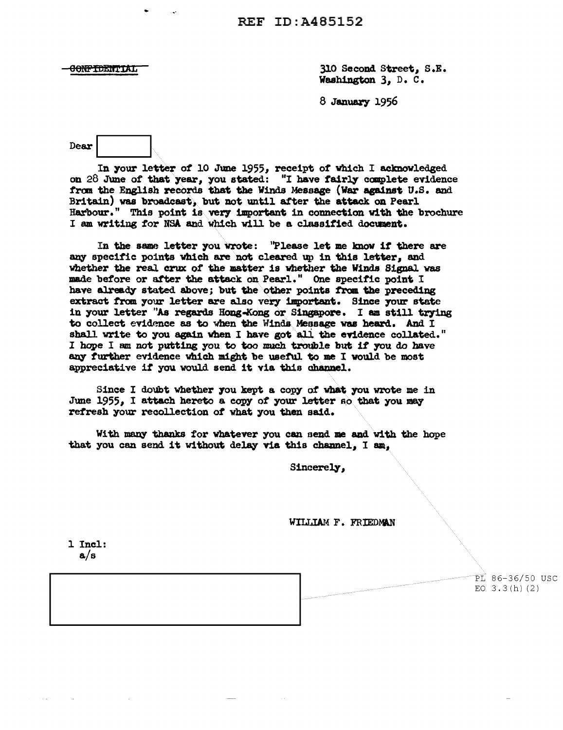REF ID:A485152

~~CONFIDENTIAL~~

310 Second Street, S.E.
Washington 3, D. C.

8 January 1956

Dear

In your letter of 10 June 1955, receipt of which I acknowledged on 28 June of that year, you stated: "I have fairly complete evidence from the English records that the Winds Message (War against U.S. and Britain) was broadcast, but not until after the attack on Pearl Harbour." This point is very important in connection with the brochure I am writing for NSA and which will be a classified document.

In the same letter you wrote: "Please let me know if there are any specific points which are not cleared up in this letter, and whether the real crux of the matter is whether the Winds Signal was made before or after the attack on Pearl." One specific point I have already stated above; but the other points from the preceding extract from your letter are also very important. Since your state in your letter "As regards Hong-Kong or Singapore. I am still trying to collect evidence as to when the Winds Message was heard. And I shall write to you again when I have got all the evidence collated." I hope I am not putting you to too much trouble but if you do have any further evidence which might be useful to me I would be most appreciative if you would send it via this channel.

Since I doubt whether you kept a copy of what you wrote me in June 1955, I attach hereto a copy of your letter so that you may refresh your recollection of what you then said.

With many thanks for whatever you can send me and with the hope that you can send it without delay via this channel, I am,

Sincerely,

WILLIAM F. FRIEDMAN

1 Incl:
a/s

PL 86-36/50 USC
EO 3.3(h)(2)